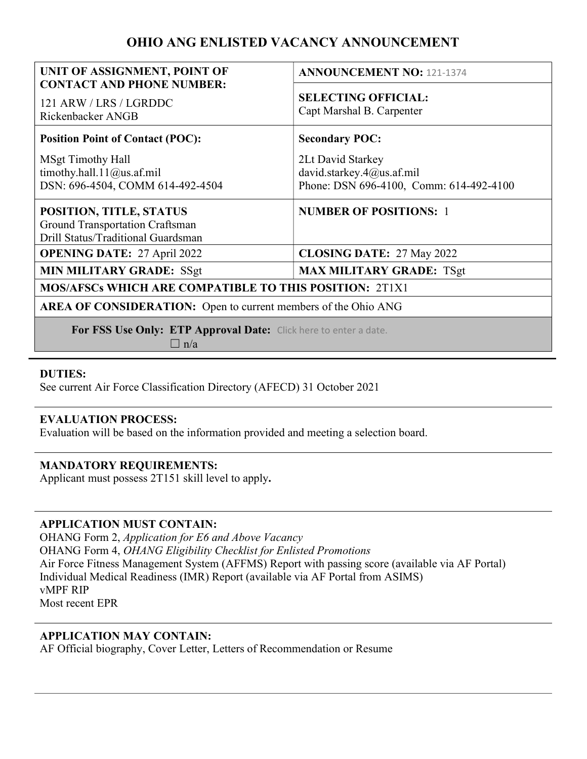# OHIO ANG ENLISTED VACANCY ANNOUNCEMENT

| **UNIT OF ASSIGNMENT, POINT OF CONTACT AND PHONE NUMBER:**<br>121 ARW / LRS / LGRDDC<br>Rickenbacker ANGB | **ANNOUNCEMENT NO:** 121-1374<br><br>**SELECTING OFFICIAL:**<br>Capt Marshal B. Carpenter |
|---|---|
| **Position Point of Contact (POC):**<br>MSgt Timothy Hall<br>timothy.hall.11@us.af.mil<br>DSN: 696-4504, COMM 614-492-4504 | **Secondary POC:**<br>2Lt David Starkey<br>david.starkey.4@us.af.mil<br>Phone: DSN 696-4100, Comm: 614-492-4100 |
| **POSITION, TITLE, STATUS**<br>Ground Transportation Craftsman<br>Drill Status/Traditional Guardsman | **NUMBER OF POSITIONS:** 1 |
| **OPENING DATE:** 27 April 2022 | **CLOSING DATE:** 27 May 2022 |
| **MIN MILITARY GRADE:** SSgt | **MAX MILITARY GRADE:** TSgt |
| **MOS/AFSCs WHICH ARE COMPATIBLE TO THIS POSITION:** 2T1X1 | |
| **AREA OF CONSIDERATION:** Open to current members of the Ohio ANG | |
| **For FSS Use Only: ETP Approval Date:** Click here to enter a date.<br>☐ n/a | |

**DUTIES:**
See current Air Force Classification Directory (AFECD) 31 October 2021

**EVALUATION PROCESS:**
Evaluation will be based on the information provided and meeting a selection board.

**MANDATORY REQUIREMENTS:**
Applicant must possess 2T151 skill level to apply**.**

**APPLICATION MUST CONTAIN:**
OHANG Form 2, *Application for E6 and Above Vacancy*
OHANG Form 4, *OHANG Eligibility Checklist for Enlisted Promotions*
Air Force Fitness Management System (AFFMS) Report with passing score (available via AF Portal)
Individual Medical Readiness (IMR) Report (available via AF Portal from ASIMS)
vMPF RIP
Most recent EPR

**APPLICATION MAY CONTAIN:**
AF Official biography, Cover Letter, Letters of Recommendation or Resume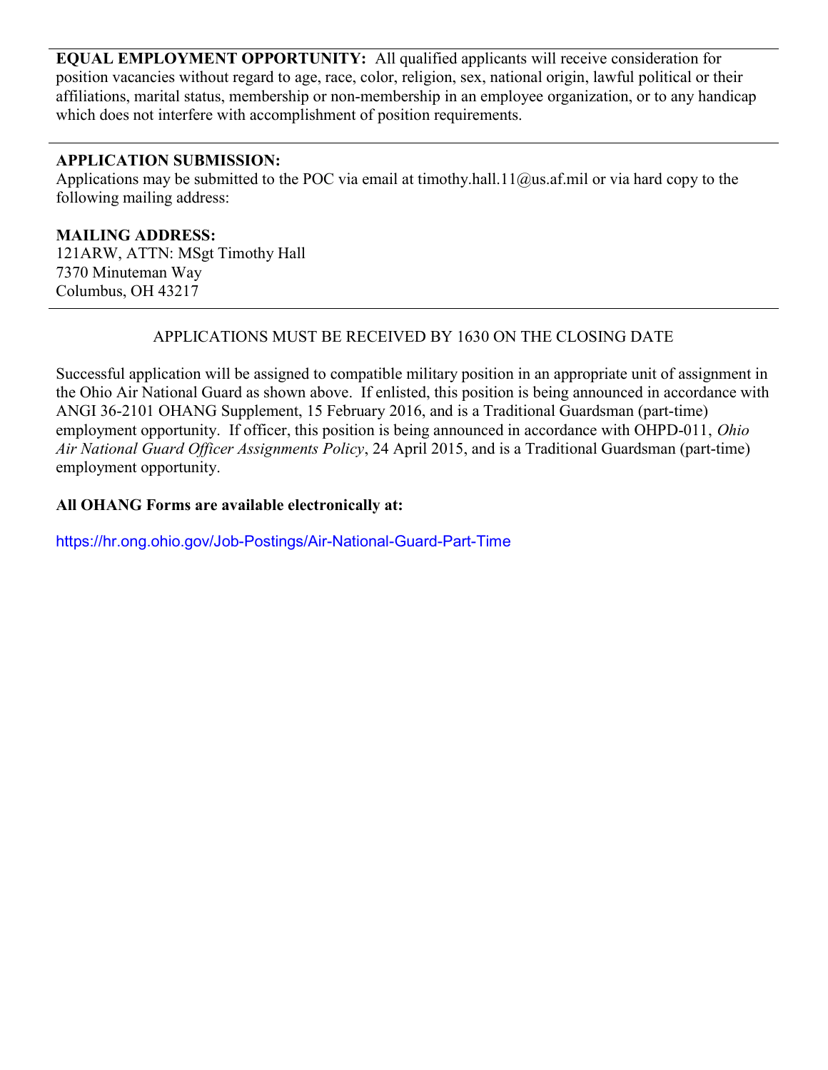**EQUAL EMPLOYMENT OPPORTUNITY:** All qualified applicants will receive consideration for position vacancies without regard to age, race, color, religion, sex, national origin, lawful political or their affiliations, marital status, membership or non-membership in an employee organization, or to any handicap which does not interfere with accomplishment of position requirements.

---

**APPLICATION SUBMISSION:**
Applications may be submitted to the POC via email at timothy.hall.11@us.af.mil or via hard copy to the following mailing address:

**MAILING ADDRESS:**
121ARW, ATTN: MSgt Timothy Hall
7370 Minuteman Way
Columbus, OH 43217

---

APPLICATIONS MUST BE RECEIVED BY 1630 ON THE CLOSING DATE

Successful application will be assigned to compatible military position in an appropriate unit of assignment in the Ohio Air National Guard as shown above. If enlisted, this position is being announced in accordance with ANGI 36-2101 OHANG Supplement, 15 February 2016, and is a Traditional Guardsman (part-time) employment opportunity. If officer, this position is being announced in accordance with OHPD-011, *Ohio Air National Guard Officer Assignments Policy*, 24 April 2015, and is a Traditional Guardsman (part-time) employment opportunity.

**All OHANG Forms are available electronically at:**

https://hr.ong.ohio.gov/Job-Postings/Air-National-Guard-Part-Time